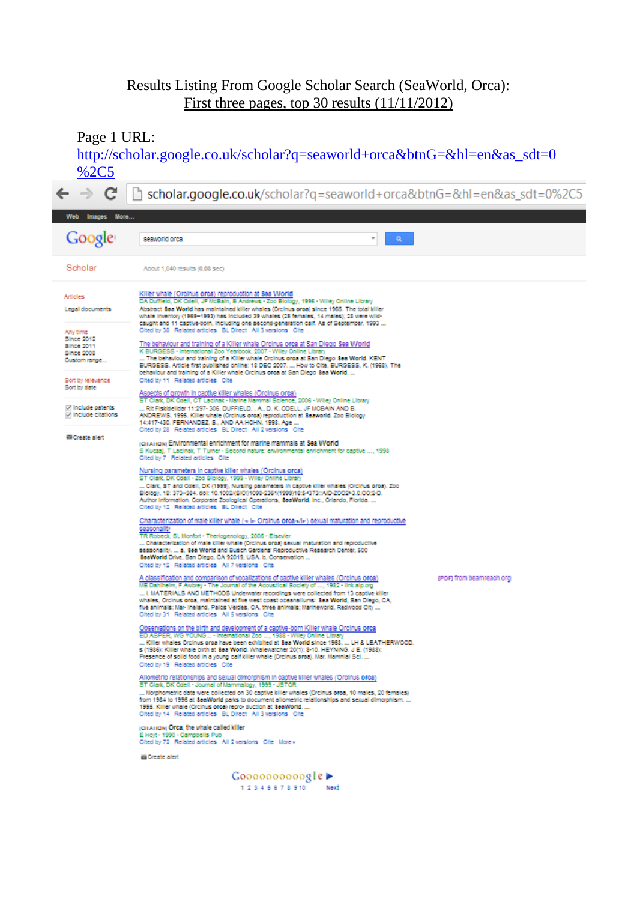# Results Listing From Google Scholar Search (SeaWorld, Orca): First three pages, top 30 results (11/11/2012)

Page 1 URL:
http://scholar.google.co.uk/scholar?q=seaworld+orca&btnG=&hl=en&as_sdt=0%2C5

scholar.google.co.uk/scholar?q=seaworld+orca&btnG=&hl=en&as_sdt=0%2C5

Web Images More...

Google seaworld orca

Scholar About 1,040 results (0.03 sec)

Articles
Legal documents

Any time
Since 2012
Since 2011
Since 2008
Custom range...

Sort by relevance
Sort by date

Include patents
Include citations

Create alert

**Killer whale (Orcinus orca) reproduction at Sea World**
DA Duffield, DK Odell, JF McBain, B Andrews - Zoo Biology, 1995 - Wiley Online Library
Abstract Sea World has maintained killer whales (Orcinus orca) since 1965. The total killer whale inventory (1965–1993) has included 39 whales (25 females, 14 males); 28 were wild-caught and 11 captive-born, including one second-generation calf. As of September, 1993 ...
Cited by 38 Related articles BL Direct All 3 versions Cite

**The behaviour and training of a Killer whale Orcinus orca at San Diego Sea World**
K BURGESS - International Zoo Yearbook, 2007 - Wiley Online Library
... The behaviour and training of a Killer whale Orcinus orca at San Diego Sea World. KENT BURGESS. Article first published online: 18 DEC 2007. ... How to Cite. BURGESS, K. (1968), The behaviour and training of a Killer whale Orcinus orca at San Diego Sea World. ...
Cited by 11 Related articles Cite

**Aspects of growth in captive killer whales (Orcinus orca)**
ST Clark, DK Odell, CT Lacinak - Marine Mammal Science, 2006 - Wiley Online Library
... Rit Fiskideildar 11:297- 306. DUFFIELD, . A., D. K. ODELL, JF MCBAIN AND B. ANDREWS. 1995. Killer whale (Orcinus orca) reproduction at Seaworld. Zoo Biology 14:417-430. FERNANDEZ, S., AND AA HOHN. 1998. Age ...
Cited by 28 Related articles BL Direct All 2 versions Cite

[CITATION] **Environmental enrichment for marine mammals at Sea World**
S Kuczaj, T Lacinak, T Turner - Second nature: environmental enrichment for captive ..., 1998
Cited by 7 Related articles Cite

**Nursing parameters in captive killer whales (Orcinus orca)**
ST Clark, DK Odell - Zoo Biology, 1999 - Wiley Online Library
... Clark, ST and Odell, DK (1999), Nursing parameters in captive killer whales (Orcinus orca). Zoo Biology, 18: 373–384. doi: 10.1002/(SICI)1098-2361(1999)18:5<373::AID-ZOO2>3.0.CO;2-O. Author Information. Corporate Zoological Operations, SeaWorld, Inc., Orlando, Florida. ...
Cited by 12 Related articles BL Direct Cite

**Characterization of male killer whale (< i> Orcinus orca</i>) sexual maturation and reproductive seasonality**
TR Robeck, SL Monfort - Theriogenology, 2006 - Elsevier
... Characterization of male killer whale (Orcinus orca) sexual maturation and reproductive seasonality. ... a, Sea World and Busch Gardens' Reproductive Research Center, 500 SeaWorld Drive, San Diego, CA 92019, USA. b, Conservation ...
Cited by 12 Related articles All 7 versions Cite

**A classification and comparison of vocalizations of captive killer whales (Orcinus orca)** — [PDF] from beamreach.org
ME Dahlheim, F Awbrey - The Journal of the Acoustical Society of ..., 1982 - link.aip.org
... I. MATERIALS AND METHODS Underwater recordings were collected from 13 captive killer whales, Orcinus orca, maintained at five west coast oceanariums: Sea World, San Diego, CA, five animals; Mar- ineland, Palos Verdes, CA, three animals; Marineworld, Redwood City ...
Cited by 31 Related articles All 5 versions Cite

**Observations on the birth and development of a captive-born Killer whale Orcinus orca**
ED ASPER, WG YOUNG... - International Zoo ..., 1988 - Wiley Online Library
... Killer whales Orcinus orca have been exhibited at Sea World since 1965. ... LH & LEATHERWOOD, s (1986): Killer whale birth at Sea World. Whalewatcher 20(1): 8-10. HEYNING, J E. (1988): Presence of solid food in a young calf killer whale (Orcinus orca). Mar. Mammal Sci. ...
Cited by 19 Related articles Cite

**Allometric relationships and sexual dimorphism in captive killer whales (Orcinus orca)**
ST Clark, DK Odell - Journal of Mammalogy, 1999 - JSTOR
... Morphometric data were collected on 30 captive killer whales (Orcinus orca, 10 males, 20 females) from 1984 to 1996 at SeaWorld parks to document allometric relationships and sexual dimorphism. ... 1995. Killer whale (Orcinus orca) repro- duction at SeaWorld. ...
Cited by 14 Related articles BL Direct All 3 versions Cite

[CITATION] **Orca, the whale called killer**
E Hoyt - 1990 - Campbells Pub
Cited by 72 Related articles All 2 versions Cite More

Create alert

Goooooooooogle
1 2 3 4 5 6 7 8 9 10 Next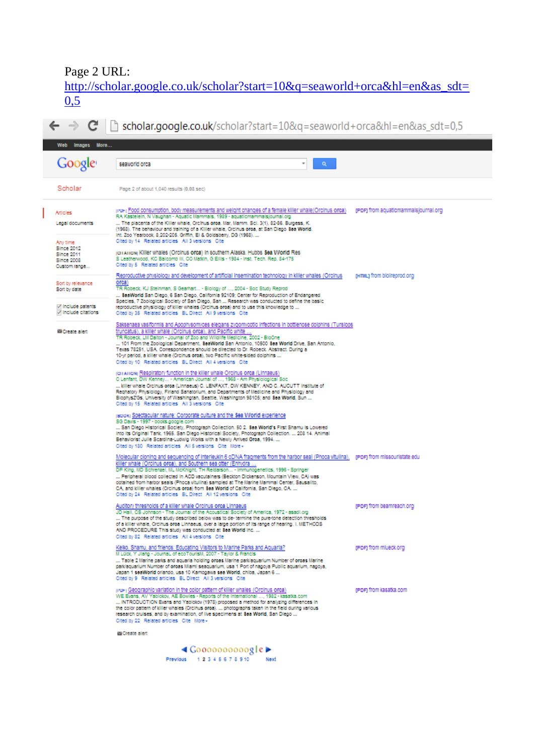Page 2 URL: http://scholar.google.co.uk/scholar?start=10&q=seaworld+orca&hl=en&as_sdt=0,5

scholar.google.co.uk/scholar?start=10&q=seaworld+orca&hl=en&as_sdt=0,5

Web Images More...

Google seaworld orca

Scholar Page 2 of about 1,040 results (0.03 sec)

Articles
Legal documents

Any time
Since 2012
Since 2011
Since 2008
Custom range...

Sort by relevance
Sort by date

include patents
include citations

Create alert

[PDF] Food consumption, body measurements and weight changes of a female killer whale (Orcinus orca) — [PDF] from aquaticmammalsjournal.org
RA Kastelein, N Vaughan - Aquatic Mammals, 1989 - aquaticmammalsjournal.org
... The placenta of the Killer whale, Orcinus orca. Mar. Mamm. Sci. 3(1), 82-86. Burgess, K. (1968). The behaviour and training of a Killer whale, Orcinus orca, at San Diego Sea World. Int. Zoo Yearbook, 8 202-205. Griffin, EI & Goldsberry, DG (1968). ...
Cited by 14 Related articles All 3 versions Cite

[CITATION] Killer whales (Orcinus orca) in southern Alaska. Hubbs Sea World Res
S Leatherwood, KC Balcomb III, CO Matkin, G Ellis - 1984 - Inst. Tech. Rep. 84-175
Cited by 5 Related articles Cite

Reproductive physiology and development of artificial insemination technology in killer whales (Orcinus orca) — [HTML] from biolreprod.org
TR Robeck, KJ Steinman, S Gearhart... - Biology of ..., 2004 - Soc Study Reprod
... SeaWorld San Diego, 6 San Diego, California 92109; Center for Reproduction of Endangered Species, 7 Zoological Society of San Diego, San ... Research was conducted to define the basic reproductive physiology of killer whales (Orcinus orca) and to use this knowledge to ...
Cited by 35 Related articles BL Direct All 9 versions Cite

Saksenaea vasiformis and Apophysomyces elegans zygomycotic infections in bottlenose dolphins (Tursiops truncatus), a killer whale (Orcinus orca), and Pacific white ...
TR Robeck, LM Dalton - Journal of Zoo and Wildlife Medicine, 2002 - BioOne
... 101 From the Zoological Department, SeaWorld San Antonio, 10500 Sea World Drive, San Antonio, Texas 78251, USA. Correspondence should be directed to Dr. Robeck. Abstract: During a 10-yr period, a killer whale (Orcinus orca), two Pacific white-sided dolphins ...
Cited by 10 Related articles BL Direct All 4 versions Cite

[CITATION] Respiratory function in the killer whale Orcinus orca (Linnaeus)
C Lenfant, DW Kenney... - American Journal of ..., 1968 - Am Physiological Soc
... killer whale Orcinus orca (Linnaeus) C. LENFANT, DW KENNEY, AND C. AUCUTT Institute of Respiratory Physiology, Firland Sanatorium, and Departments of Medicine and Physiology and BiophysZGs, University of Washington, Seattle, Washington 98105; and Sea World, Sun ...
Cited by 15 Related articles All 3 versions Cite

[BOOK] Spectacular nature: Corporate culture and the Sea World experience
SG Davis - 1997 - books.google.com
... San Diego Historical Society, Photograph Collection. 50 2. Sea World's First Shamu is Lowered into Its Original Tank, 1965. San Diego Historical Society, Photograph Collection. ... 208 14. Animal Behaviorist Julie Scardina-Ludwig Works with a Newly Arrived Orca, 1994. ...
Cited by 180 Related articles All 5 versions Cite More

Molecular cloning and sequencing of interleukin 6 cDNA fragments from the harbor seal (Phoca vitulina), killer whale (Orcinus orca), and Southern sea otter (Enhydra ... — [PDF] from missouristate.edu
DP King, MD Schrenzel, ML McKnight, TH Reidarson... - Immunogenetics, 1996 - Springer
... Peripheral blood collected in ACD vacutainers (Becton Dickenson, Mountain View, CA) was obtained from harbor seals (Phoca vitulina) sampled at The Marine Mammal Center, Sausalito, CA, and killer whales (Orcinus orca) from Sea World of California, San Diego, CA. ...
Cited by 24 Related articles BL Direct All 12 versions Cite

Auditory thresholds of a killer whale Orcinus orca Linnaeus — [PDF] from beamreach.org
JD Hall, CS Johnson - The Journal of the Acoustical Society of America, 1972 - asadl.org
... The purpose of the study described below was to de- termine the pure-tone detection thresholds of a killer whale, Orcinus orca Linnaeus, over a large portion of its range of hearing. I. METHODS AND PROCEDURE This study was conducted at Sea World Inc. ...
Cited by 82 Related articles All 4 versions Cite

Keiko, Shamu, and friends: Educating Visitors to Marine Parks and Aquaria? — [PDF] from mlueck.org
M Lück, Y Jiang - Journal of ecoTourism, 2007 - Taylor & Francis
... Table 2 Marine parks and aquaria holding orcas Marine park/aquarium Number of orcas Marine park/aquarium Number of orcas Miami seaquarium, usa 1 Port of nagoya Public aquarium, nagoya, Japan 1 seaWorld orlando, usa 10 Kamogawa sea World, chiba, Japan 6 ...
Cited by 9 Related articles BL Direct All 3 versions Cite

[PDF] Geographic variation in the color pattern of killer whales (Orcinus orca) — [PDF] from kasatka.com
WE Evans, AV Yablokov, AE Bowles - Reports of the International ..., 1982 - kasatka.com
... INTRODUCTION Evans and Yablokov (1978) proposed a method for analyzing differences in the color pattern of killer whales (Orcinus orca). ... photographs taken in the field during various research cruises, and by examination, of live specimens at Sea World, San Diego ...
Cited by 22 Related articles Cite More

Create alert

Gooooooooooogle
Previous 1 2 3 4 5 6 7 8 9 10 Next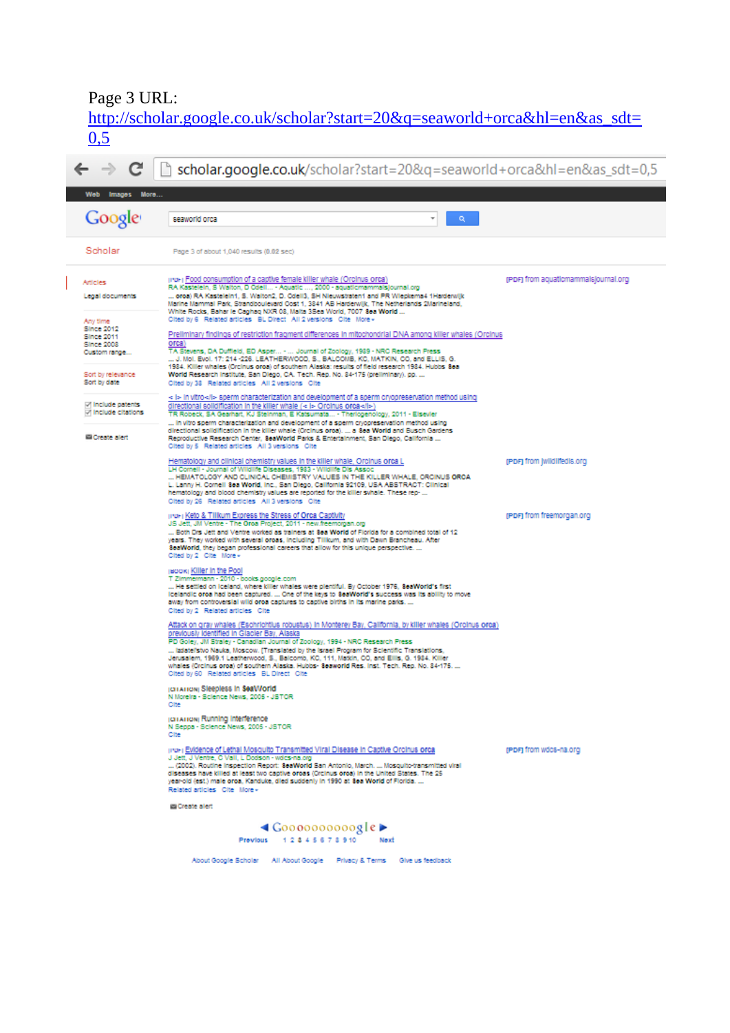Page 3 URL:
http://scholar.google.co.uk/scholar?start=20&q=seaworld+orca&hl=en&as_sdt=0,5

scholar.google.co.uk/scholar?start=20&q=seaworld+orca&hl=en&as_sdt=0,5

Web Images More...

Google seaworld orca

Scholar

Page 3 of about 1,040 results (0.02 sec)

Articles
Legal documents

Any time
Since 2012
Since 2011
Since 2008
Custom range...

Sort by relevance
Sort by date

Include patents
Include citations

Create alert

[PDF] Food consumption of a captive female killer whale (Orcinus orca)
RA Kastelein, S Walton, D Odell ... - Aquatic ..., 2000 - aquaticmammalsjournal.org
... orca) RA Kastelein1, S. Walton2, D. Odell3, SH Nieuwstraten1 and PR Wiepkema4 1Harderwijk Marine Mammal Park, Strandboulevard Oost 1, 3841 AB Harderwijk, The Netherlands 2Marineland, White Rocks, Bahar ic Caghaq NXR 08, Malta 3Sea World, 7007 Sea World ...
Cited by 6 Related articles BL Direct All 2 versions Cite More
[PDF] from aquaticmammalsjournal.org

Preliminary findings of restriction fragment differences in mitochondrial DNA among killer whales (Orcinus orca)
TA Stevens, DA Duffield, ED Asper ... - ... Journal of Zoology, 1989 - NRC Research Press
... J. Mol. Evol. 17: 214-226. LEATHERWOOD, S., BALCOMB, KC, MATKIN, CO, and ELLIS, G. 1984. Killer whales (Orcinus orca) of southern Alaska: results of field research 1984. Hubbs Sea World Research Institute, San Diego, CA, Tech. Rep. No. 84-175 (preliminary). pp. ...
Cited by 38 Related articles All 2 versions Cite

< i> In vitro</i> sperm characterization and development of a sperm cryopreservation method using directional solidification in the killer whale (< i> Orcinus orca</i>)
TR Robeck, SA Gearhart, KJ Steinman, E Katsumata ... - Theriogenology, 2011 - Elsevier
... In vitro sperm characterization and development of a sperm cryopreservation method using directional solidification in the killer whale (Orcinus orca). ... a Sea World and Busch Gardens Reproductive Research Center, SeaWorld Parks & Entertainment, San Diego, California ...
Cited by 5 Related articles All 3 versions Cite

Hematology and clinical chemistry values in the killer whale, Orcinus orca L
LH Cornell - Journal of Wildlife Diseases, 1983 - Wildlife Dis Assoc
... HEMATOLOGY AND CLINICAL CHEMISTRY VALUES IN THE KILLER WHALE, ORCINUS ORCA L. Lanny H. Cornell Sea World, Inc., San Diego, California 92109, USA ABSTRACT: Clinical hematology and blood chemistry values are reported for the killer whale. These rep- ...
Cited by 26 Related articles All 3 versions Cite
[PDF] from jwildlifedis.org

[PDF] Keto & Tilikum Express the Stress of Orca Captivity
JS Jett, JM Ventre - The Orca Project, 2011 - new.freemorgan.org
... Both Drs Jett and Ventre worked as trainers at Sea World of Florida for a combined total of 12 years. They worked with several orcas, including Tilikum, and with Dawn Brancheau. After SeaWorld, they began professional careers that allow for this unique perspective. ...
Cited by 2 Cite More
[PDF] from freemorgan.org

[BOOK] Killer in the Pool
T Zimmermann - 2010 - books.google.com
... He settled on Iceland, where killer whales were plentiful. By October 1976, SeaWorld's first Icelandic orca had been captured. ... One of the keys to SeaWorld's success was its ability to move away from controversial wild orca captures to captive births in its marine parks. ...
Cited by 2 Related articles Cite

Attack on gray whales (Eschrichtius robustus) in Monterey Bay, California, by killer whales (Orcinus orca) previously identified in Glacier Bay, Alaska
PD Goley, JM Straley - Canadian Journal of Zoology, 1994 - NRC Research Press
... Izdatel'stvo Nauka, Moscow. [Translated by the Israel Program for Scientific Translations, Jerusalem, 1969.] Leatherwood, S., Balcomb, KC, 111, Matkin, CO, and Ellis, G. 1984. Killer whales (Orcinus orca) of southern Alaska. Hubbs- Seaworld Res. Inst. Tech. Rep. No. 84-175. ...
Cited by 60 Related articles BL Direct Cite

[CITATION] Sleepless in SeaWorld
N Moreira - Science News, 2005 - JSTOR
Cite

[CITATION] Running interference
N Seppa - Science News, 2005 - JSTOR
Cite

[PDF] Evidence of Lethal Mosquito Transmitted Viral Disease in Captive Orcinus orca
J Jett, J Ventre, C Vail, L Dodson - wdcs-na.org
... (2002). Routine Inspection Report: SeaWorld San Antonio, March. ... Mosquito-transmitted viral diseases have killed at least two captive orcas (Orcinus orca) in the United States. The 25 year-old (est.) male orca, Kanduke, died suddenly in 1990 at Sea World of Florida. ...
Related articles Cite More
[PDF] from wdcs-na.org

Create alert

Gooooooooooogle
Previous 1 2 3 4 5 6 7 8 9 10 Next

About Google Scholar All About Google Privacy & Terms Give us feedback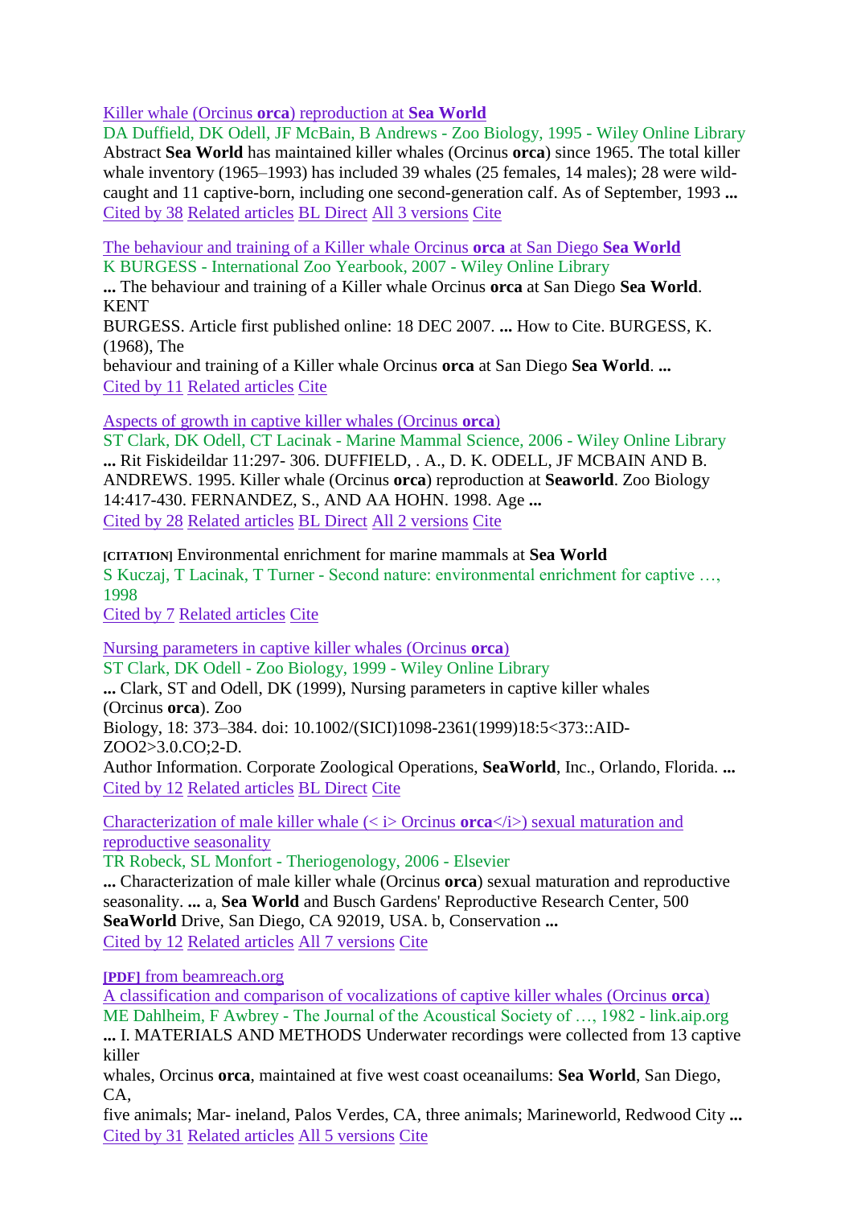[Killer whale (Orcinus **orca**) reproduction at **Sea World**]

DA Duffield, DK Odell, JF McBain, B Andrews - Zoo Biology, 1995 - Wiley Online Library

Abstract **Sea World** has maintained killer whales (Orcinus **orca**) since 1965. The total killer whale inventory (1965–1993) has included 39 whales (25 females, 14 males); 28 were wild-caught and 11 captive-born, including one second-generation calf. As of September, 1993 **...**

Cited by 38 Related articles BL Direct All 3 versions Cite

[The behaviour and training of a Killer whale Orcinus **orca** at San Diego **Sea World**]

K BURGESS - International Zoo Yearbook, 2007 - Wiley Online Library

**...** The behaviour and training of a Killer whale Orcinus **orca** at San Diego **Sea World**. KENT
BURGESS. Article first published online: 18 DEC 2007. **...** How to Cite. BURGESS, K. (1968), The
behaviour and training of a Killer whale Orcinus **orca** at San Diego **Sea World**. **...**

Cited by 11 Related articles Cite

[Aspects of growth in captive killer whales (Orcinus **orca**)]

ST Clark, DK Odell, CT Lacinak - Marine Mammal Science, 2006 - Wiley Online Library

**...** Rit Fiskideildar 11:297- 306. DUFFIELD, . A., D. K. ODELL, JF MCBAIN AND B. ANDREWS. 1995. Killer whale (Orcinus **orca**) reproduction at **Seaworld**. Zoo Biology 14:417-430. FERNANDEZ, S., AND AA HOHN. 1998. Age **...**

Cited by 28 Related articles BL Direct All 2 versions Cite

**[CITATION]** Environmental enrichment for marine mammals at **Sea World**

S Kuczaj, T Lacinak, T Turner - Second nature: environmental enrichment for captive …, 1998

Cited by 7 Related articles Cite

[Nursing parameters in captive killer whales (Orcinus **orca**)]

ST Clark, DK Odell - Zoo Biology, 1999 - Wiley Online Library

**...** Clark, ST and Odell, DK (1999), Nursing parameters in captive killer whales
(Orcinus **orca**). Zoo
Biology, 18: 373–384. doi: 10.1002/(SICI)1098-2361(1999)18:5<373::AID-ZOO2>3.0.CO;2-D.
Author Information. Corporate Zoological Operations, **SeaWorld**, Inc., Orlando, Florida. **...**

Cited by 12 Related articles BL Direct Cite

[Characterization of male killer whale (< i> Orcinus **orca**</i>) sexual maturation and reproductive seasonality]

TR Robeck, SL Monfort - Theriogenology, 2006 - Elsevier

**...** Characterization of male killer whale (Orcinus **orca**) sexual maturation and reproductive seasonality. **...** a, **Sea World** and Busch Gardens' Reproductive Research Center, 500 **SeaWorld** Drive, San Diego, CA 92019, USA. b, Conservation **...**

Cited by 12 Related articles All 7 versions Cite

**[PDF]** from beamreach.org

[A classification and comparison of vocalizations of captive killer whales (Orcinus **orca**)]

ME Dahlheim, F Awbrey - The Journal of the Acoustical Society of …, 1982 - link.aip.org

**...** I. MATERIALS AND METHODS Underwater recordings were collected from 13 captive killer
whales, Orcinus **orca**, maintained at five west coast oceanailums: **Sea World**, San Diego, CA,
five animals; Mar- ineland, Palos Verdes, CA, three animals; Marineworld, Redwood City **...**

Cited by 31 Related articles All 5 versions Cite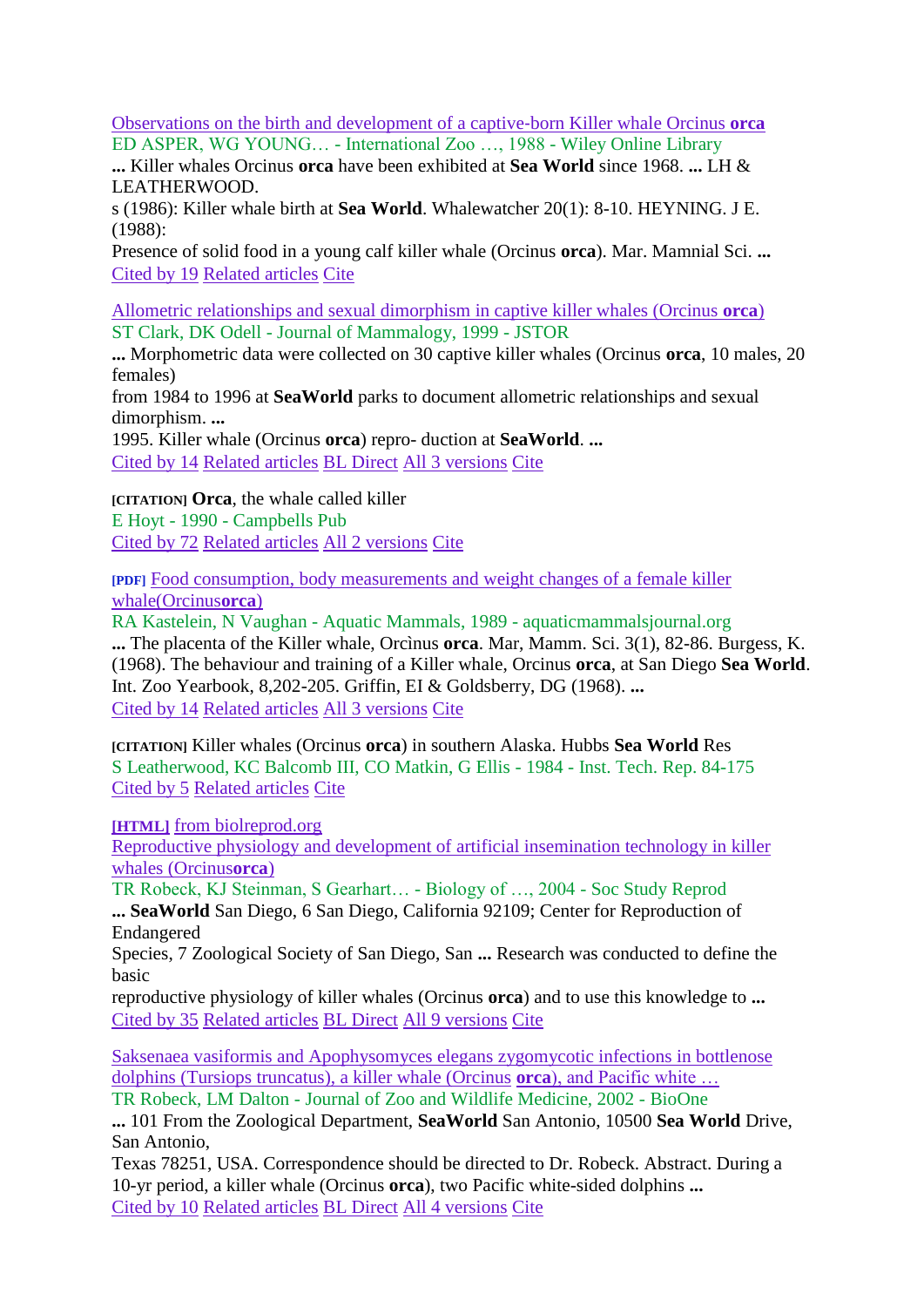[Observations on the birth and development of a captive-born Killer whale Orcinus **orca**]
ED ASPER, WG YOUNG… - International Zoo …, 1988 - Wiley Online Library
**...** Killer whales Orcinus **orca** have been exhibited at **Sea World** since 1968. **...** LH & LEATHERWOOD.
s (1986): Killer whale birth at **Sea World**. Whalewatcher 20(1): 8-10. HEYNING. J E. (1988):
Presence of solid food in a young calf killer whale (Orcinus **orca**). Mar. Mamnial Sci. **...**
Cited by 19 Related articles Cite

[Allometric relationships and sexual dimorphism in captive killer whales (Orcinus **orca**)]
ST Clark, DK Odell - Journal of Mammalogy, 1999 - JSTOR
**...** Morphometric data were collected on 30 captive killer whales (Orcinus **orca**, 10 males, 20 females)
from 1984 to 1996 at **SeaWorld** parks to document allometric relationships and sexual dimorphism. **...**
1995. Killer whale (Orcinus **orca**) repro- duction at **SeaWorld**. **...**
Cited by 14 Related articles BL Direct All 3 versions Cite

[CITATION] **Orca**, the whale called killer
E Hoyt - 1990 - Campbells Pub
Cited by 72 Related articles All 2 versions Cite

[PDF] [Food consumption, body measurements and weight changes of a female killer whale(Orcinus**orca**)]
RA Kastelein, N Vaughan - Aquatic Mammals, 1989 - aquaticmammalsjournal.org
**...** The placenta of the Killer whale, Orcìnus **orca**. Mar, Mamm. Sci. 3(1), 82-86. Burgess, K. (1968). The behaviour and training of a Killer whale, Orcinus **orca**, at San Diego **Sea World**. Int. Zoo Yearbook, 8,202-205. Griffin, EI & Goldsberry, DG (1968). **...**
Cited by 14 Related articles All 3 versions Cite

[CITATION] Killer whales (Orcinus **orca**) in southern Alaska. Hubbs **Sea World** Res
S Leatherwood, KC Balcomb III, CO Matkin, G Ellis - 1984 - Inst. Tech. Rep. 84-175
Cited by 5 Related articles Cite

[HTML] from biolreprod.org
[Reproductive physiology and development of artificial insemination technology in killer whales (Orcinus**orca**)]
TR Robeck, KJ Steinman, S Gearhart… - Biology of …, 2004 - Soc Study Reprod
**... SeaWorld** San Diego, 6 San Diego, California 92109; Center for Reproduction of Endangered
Species, 7 Zoological Society of San Diego, San **...** Research was conducted to define the basic
reproductive physiology of killer whales (Orcinus **orca**) and to use this knowledge to **...**
Cited by 35 Related articles BL Direct All 9 versions Cite

[Saksenaea vasiformis and Apophysomyces elegans zygomycotic infections in bottlenose dolphins (Tursiops truncatus), a killer whale (Orcinus **orca**), and Pacific white …]
TR Robeck, LM Dalton - Journal of Zoo and Wildlife Medicine, 2002 - BioOne
**...** 101 From the Zoological Department, **SeaWorld** San Antonio, 10500 **Sea World** Drive, San Antonio,
Texas 78251, USA. Correspondence should be directed to Dr. Robeck. Abstract. During a 10-yr period, a killer whale (Orcinus **orca**), two Pacific white-sided dolphins **...**
Cited by 10 Related articles BL Direct All 4 versions Cite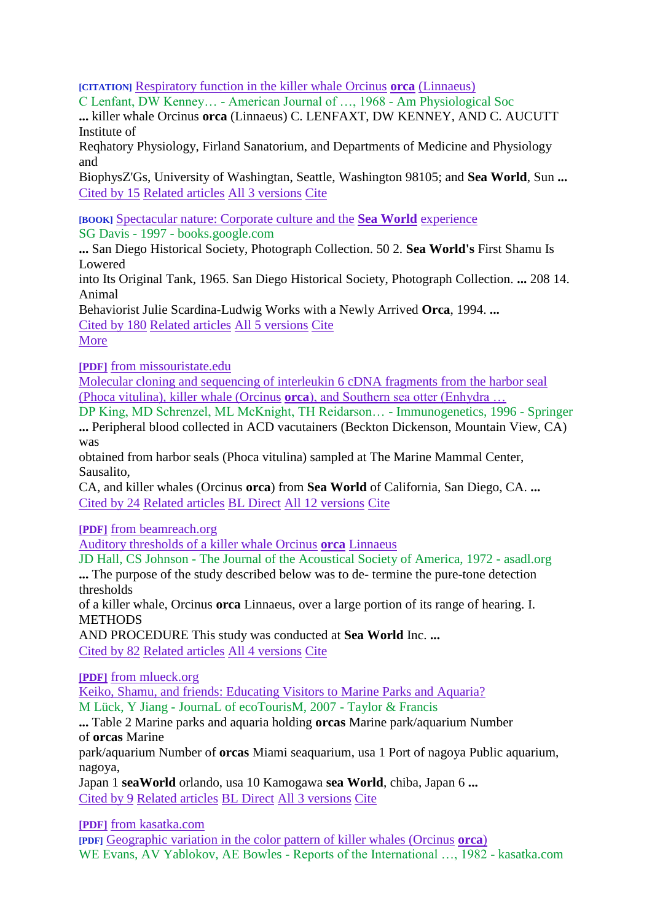[CITATION] Respiratory function in the killer whale Orcinus **orca** (Linnaeus)
C Lenfant, DW Kenney… - American Journal of …, 1968 - Am Physiological Soc
**...** killer whale Orcinus **orca** (Linnaeus) C. LENFAXT, DW KENNEY, AND C. AUCUTT Institute of
Reqhatory Physiology, Firland Sanatorium, and Departments of Medicine and Physiology and
BiophysZ'Gs, University of Washingtan, Seattle, Washington 98105; and **Sea World**, Sun **...**
Cited by 15 Related articles All 3 versions Cite

[BOOK] Spectacular nature: Corporate culture and the **Sea World** experience
SG Davis - 1997 - books.google.com
**...** San Diego Historical Society, Photograph Collection. 50 2. **Sea World's** First Shamu Is Lowered
into Its Original Tank, 1965. San Diego Historical Society, Photograph Collection. **...** 208 14. Animal
Behaviorist Julie Scardina-Ludwig Works with a Newly Arrived **Orca**, 1994. **...**
Cited by 180 Related articles All 5 versions Cite
More

[PDF] from missouristate.edu
Molecular cloning and sequencing of interleukin 6 cDNA fragments from the harbor seal (Phoca vitulina), killer whale (Orcinus **orca**), and Southern sea otter (Enhydra …
DP King, MD Schrenzel, ML McKnight, TH Reidarson… - Immunogenetics, 1996 - Springer
**...** Peripheral blood collected in ACD vacutainers (Beckton Dickenson, Mountain View, CA) was
obtained from harbor seals (Phoca vitulina) sampled at The Marine Mammal Center, Sausalito,
CA, and killer whales (Orcinus **orca**) from **Sea World** of California, San Diego, CA. **...**
Cited by 24 Related articles BL Direct All 12 versions Cite

[PDF] from beamreach.org
Auditory thresholds of a killer whale Orcinus **orca** Linnaeus
JD Hall, CS Johnson - The Journal of the Acoustical Society of America, 1972 - asadl.org
**...** The purpose of the study described below was to de- termine the pure-tone detection thresholds
of a killer whale, Orcinus **orca** Linnaeus, over a large portion of its range of hearing. I. METHODS
AND PROCEDURE This study was conducted at **Sea World** Inc. **...**
Cited by 82 Related articles All 4 versions Cite

[PDF] from mlueck.org
Keiko, Shamu, and friends: Educating Visitors to Marine Parks and Aquaria?
M Lück, Y Jiang - JournaL of ecoTourisM, 2007 - Taylor & Francis
**...** Table 2 Marine parks and aquaria holding **orcas** Marine park/aquarium Number of **orcas** Marine
park/aquarium Number of **orcas** Miami seaquarium, usa 1 Port of nagoya Public aquarium, nagoya,
Japan 1 **seaWorld** orlando, usa 10 Kamogawa **sea World**, chiba, Japan 6 **...**
Cited by 9 Related articles BL Direct All 3 versions Cite

[PDF] from kasatka.com
[PDF] Geographic variation in the color pattern of killer whales (Orcinus **orca**)
WE Evans, AV Yablokov, AE Bowles - Reports of the International …, 1982 - kasatka.com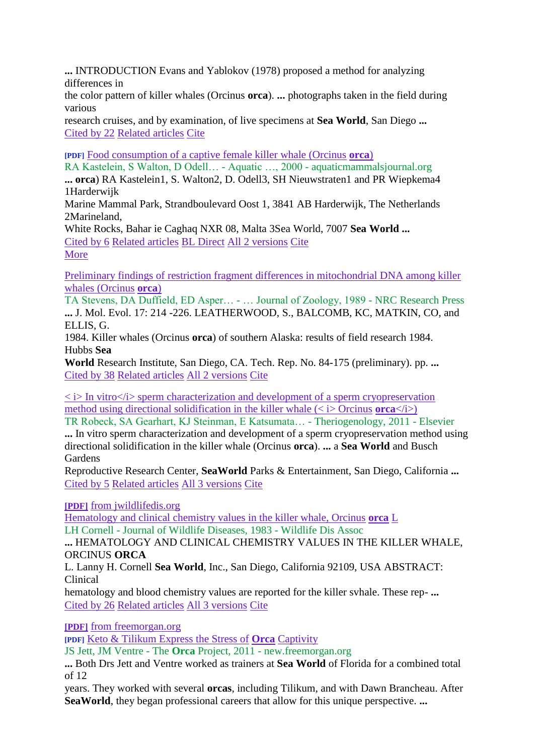**...** INTRODUCTION Evans and Yablokov (1978) proposed a method for analyzing differences in
the color pattern of killer whales (Orcinus **orca**). **...** photographs taken in the field during various
research cruises, and by examination, of live specimens at **Sea World**, San Diego **...**
Cited by 22 Related articles Cite

[PDF] Food consumption of a captive female killer whale (Orcinus **orca**)
RA Kastelein, S Walton, D Odell… - Aquatic …, 2000 - aquaticmammalsjournal.org
**... orca**) RA Kastelein1, S. Walton2, D. Odell3, SH Nieuwstraten1 and PR Wiepkema4 1Harderwijk
Marine Mammal Park, Strandboulevard Oost 1, 3841 AB Harderwijk, The Netherlands 2Marineland,
White Rocks, Bahar ie Caghaq NXR 08, Malta 3Sea World, 7007 **Sea World ...**
Cited by 6 Related articles BL Direct All 2 versions Cite
More

Preliminary findings of restriction fragment differences in mitochondrial DNA among killer whales (Orcinus **orca**)
TA Stevens, DA Duffield, ED Asper… - … Journal of Zoology, 1989 - NRC Research Press
**...** J. Mol. Evol. 17: 214 -226. LEATHERWOOD, S., BALCOMB, KC, MATKIN, CO, and ELLIS, G.
1984. Killer whales (Orcinus **orca**) of southern Alaska: results of field research 1984. Hubbs **Sea**
**World** Research Institute, San Diego, CA. Tech. Rep. No. 84-175 (preliminary). pp. **...**
Cited by 38 Related articles All 2 versions Cite

< i> In vitro</i> sperm characterization and development of a sperm cryopreservation method using directional solidification in the killer whale (< i> Orcinus **orca**</i>)
TR Robeck, SA Gearhart, KJ Steinman, E Katsumata… - Theriogenology, 2011 - Elsevier
**...** In vitro sperm characterization and development of a sperm cryopreservation method using
directional solidification in the killer whale (Orcinus **orca**). **...** a **Sea World** and Busch Gardens
Reproductive Research Center, **SeaWorld** Parks & Entertainment, San Diego, California **...**
Cited by 5 Related articles All 3 versions Cite

[PDF] from jwildlifedis.org
Hematology and clinical chemistry values in the killer whale, Orcinus **orca** L
LH Cornell - Journal of Wildlife Diseases, 1983 - Wildlife Dis Assoc
**...** HEMATOLOGY AND CLINICAL CHEMISTRY VALUES IN THE KILLER WHALE, ORCINUS **ORCA**
L. Lanny H. Cornell **Sea World**, Inc., San Diego, California 92109, USA ABSTRACT: Clinical
hematology and blood chemistry values are reported for the killer svhale. These rep- **...**
Cited by 26 Related articles All 3 versions Cite

[PDF] from freemorgan.org
[PDF] Keto & Tilikum Express the Stress of **Orca** Captivity
JS Jett, JM Ventre - The **Orca** Project, 2011 - new.freemorgan.org
**...** Both Drs Jett and Ventre worked as trainers at **Sea World** of Florida for a combined total of 12
years. They worked with several **orcas**, including Tilikum, and with Dawn Brancheau. After
**SeaWorld**, they began professional careers that allow for this unique perspective. **...**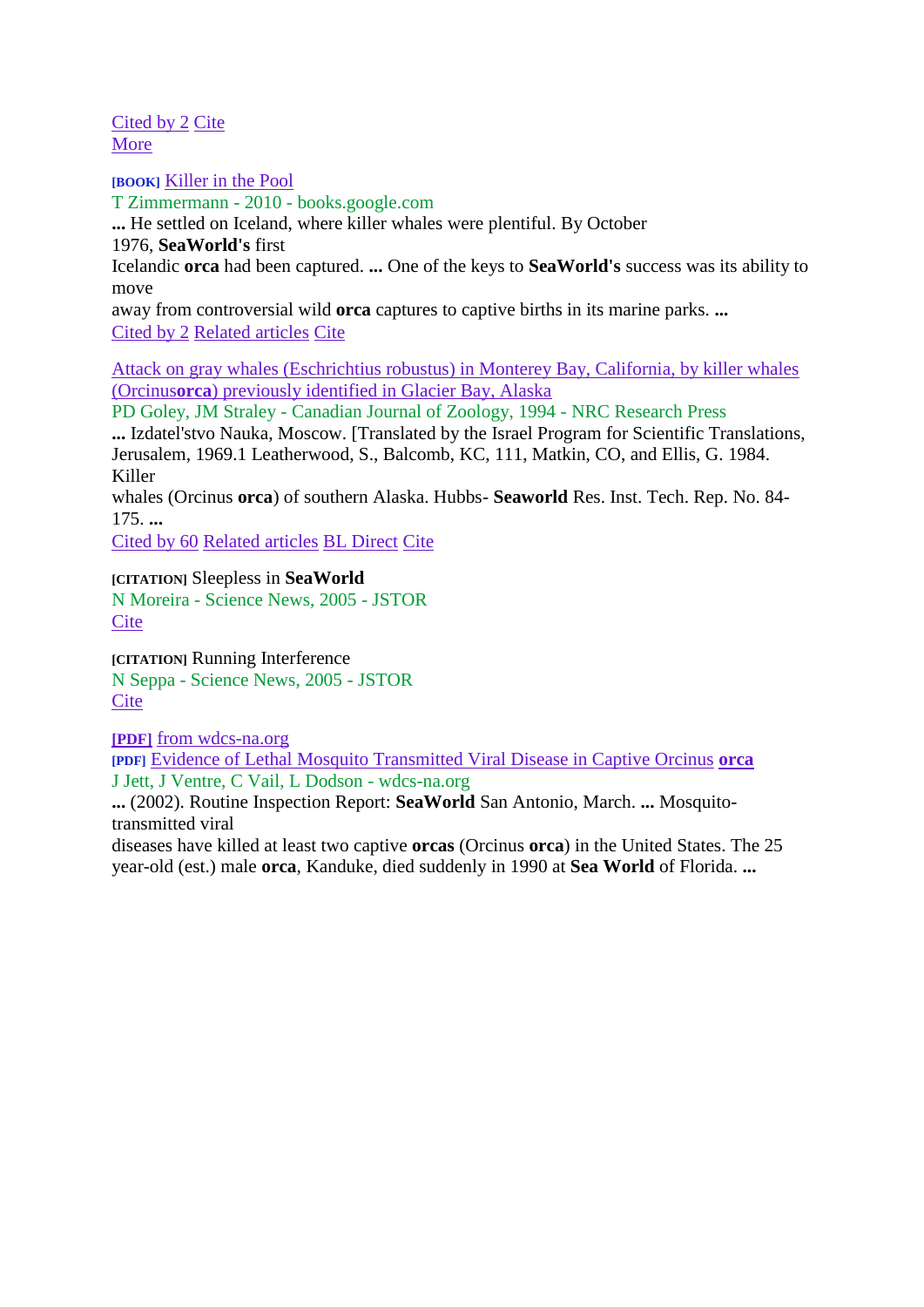Cited by 2 Cite
More

**[BOOK]** Killer in the Pool
T Zimmermann - 2010 - books.google.com
**...** He settled on Iceland, where killer whales were plentiful. By October 1976, **SeaWorld's** first Icelandic **orca** had been captured. **...** One of the keys to **SeaWorld's** success was its ability to move away from controversial wild **orca** captures to captive births in its marine parks. **...**
Cited by 2 Related articles Cite

Attack on gray whales (Eschrichtius robustus) in Monterey Bay, California, by killer whales (Orcinus**orca**) previously identified in Glacier Bay, Alaska
PD Goley, JM Straley - Canadian Journal of Zoology, 1994 - NRC Research Press
**...** Izdatel'stvo Nauka, Moscow. [Translated by the Israel Program for Scientific Translations, Jerusalem, 1969.1 Leatherwood, S., Balcomb, KC, 111, Matkin, CO, and Ellis, G. 1984. Killer whales (Orcinus **orca**) of southern Alaska. Hubbs- **Seaworld** Res. Inst. Tech. Rep. No. 84-175. **...**
Cited by 60 Related articles BL Direct Cite

**[CITATION]** Sleepless in **SeaWorld**
N Moreira - Science News, 2005 - JSTOR
Cite

**[CITATION]** Running Interference
N Seppa - Science News, 2005 - JSTOR
Cite

**[PDF]** from wdcs-na.org
**[PDF]** Evidence of Lethal Mosquito Transmitted Viral Disease in Captive Orcinus **orca**
J Jett, J Ventre, C Vail, L Dodson - wdcs-na.org
**...** (2002). Routine Inspection Report: **SeaWorld** San Antonio, March. **...** Mosquito-transmitted viral diseases have killed at least two captive **orcas** (Orcinus **orca**) in the United States. The 25 year-old (est.) male **orca**, Kanduke, died suddenly in 1990 at **Sea World** of Florida. **...**